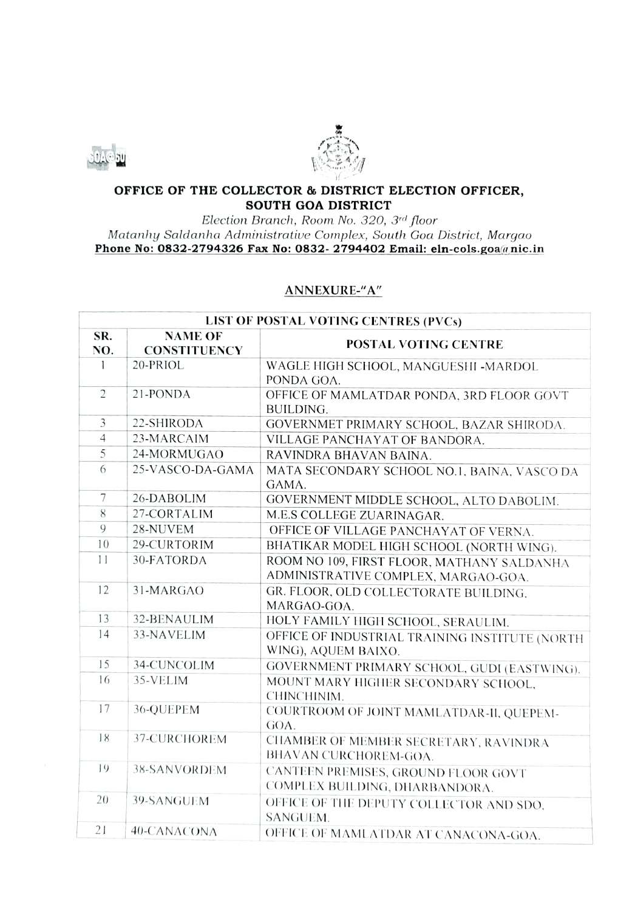**OFFICE OF THE COLLECTOR & DISTRICT ELECTION OFFICER,**
**SOUTH GOA DISTRICT**

*Election Branch, Room No. 320, 3rd floor*
*Matanhy Saldanha Administrative Complex, South Goa District, Margao*
**Phone No: 0832-2794326 Fax No: 0832- 2794402 Email: eln-cols.goa@nic.in**

## ANNEXURE-"A"

| LIST OF POSTAL VOTING CENTRES (PVCs) | | |
|---|---|---|
| SR. NO. | NAME OF CONSTITUENCY | POSTAL VOTING CENTRE |
| 1 | 20-PRIOL | WAGLE HIGH SCHOOL, MANGUESHI -MARDOL PONDA GOA. |
| 2 | 21-PONDA | OFFICE OF MAMLATDAR PONDA, 3RD FLOOR GOVT BUILDING. |
| 3 | 22-SHIRODA | GOVERNMET PRIMARY SCHOOL, BAZAR SHIRODA. |
| 4 | 23-MARCAIM | VILLAGE PANCHAYAT OF BANDORA. |
| 5 | 24-MORMUGAO | RAVINDRA BHAVAN BAINA. |
| 6 | 25-VASCO-DA-GAMA | MATA SECONDARY SCHOOL NO.1, BAINA, VASCO DA GAMA. |
| 7 | 26-DABOLIM | GOVERNMENT MIDDLE SCHOOL, ALTO DABOLIM. |
| 8 | 27-CORTALIM | M.E.S COLLEGE ZUARINAGAR. |
| 9 | 28-NUVEM | OFFICE OF VILLAGE PANCHAYAT OF VERNA. |
| 10 | 29-CURTORIM | BHATIKAR MODEL HIGH SCHOOL (NORTH WING). |
| 11 | 30-FATORDA | ROOM NO 109, FIRST FLOOR, MATHANY SALDANHA ADMINISTRATIVE COMPLEX, MARGAO-GOA. |
| 12 | 31-MARGAO | GR. FLOOR, OLD COLLECTORATE BUILDING, MARGAO-GOA. |
| 13 | 32-BENAULIM | HOLY FAMILY HIGH SCHOOL, SERAULIM. |
| 14 | 33-NAVELIM | OFFICE OF INDUSTRIAL TRAINING INSTITUTE (NORTH WING), AQUEM BAIXO. |
| 15 | 34-CUNCOLIM | GOVERNMENT PRIMARY SCHOOL, GUDI (EASTWING). |
| 16 | 35-VELIM | MOUNT MARY HIGHER SECONDARY SCHOOL, CHINCHINIM. |
| 17 | 36-QUEPEM | COURTROOM OF JOINT MAMLATDAR-II, QUEPEM-GOA. |
| 18 | 37-CURCHOREM | CHAMBER OF MEMBER SECRETARY, RAVINDRA BHAVAN CURCHOREM-GOA. |
| 19 | 38-SANVORDEM | CANTEEN PREMISES, GROUND FLOOR GOVT COMPLEX BUILDING, DHARBANDORA. |
| 20 | 39-SANGUEM | OFFICE OF THE DEPUTY COLLECTOR AND SDO, SANGUEM. |
| 21 | 40-CANACONA | OFFICE OF MAMLATDAR AT CANACONA-GOA. |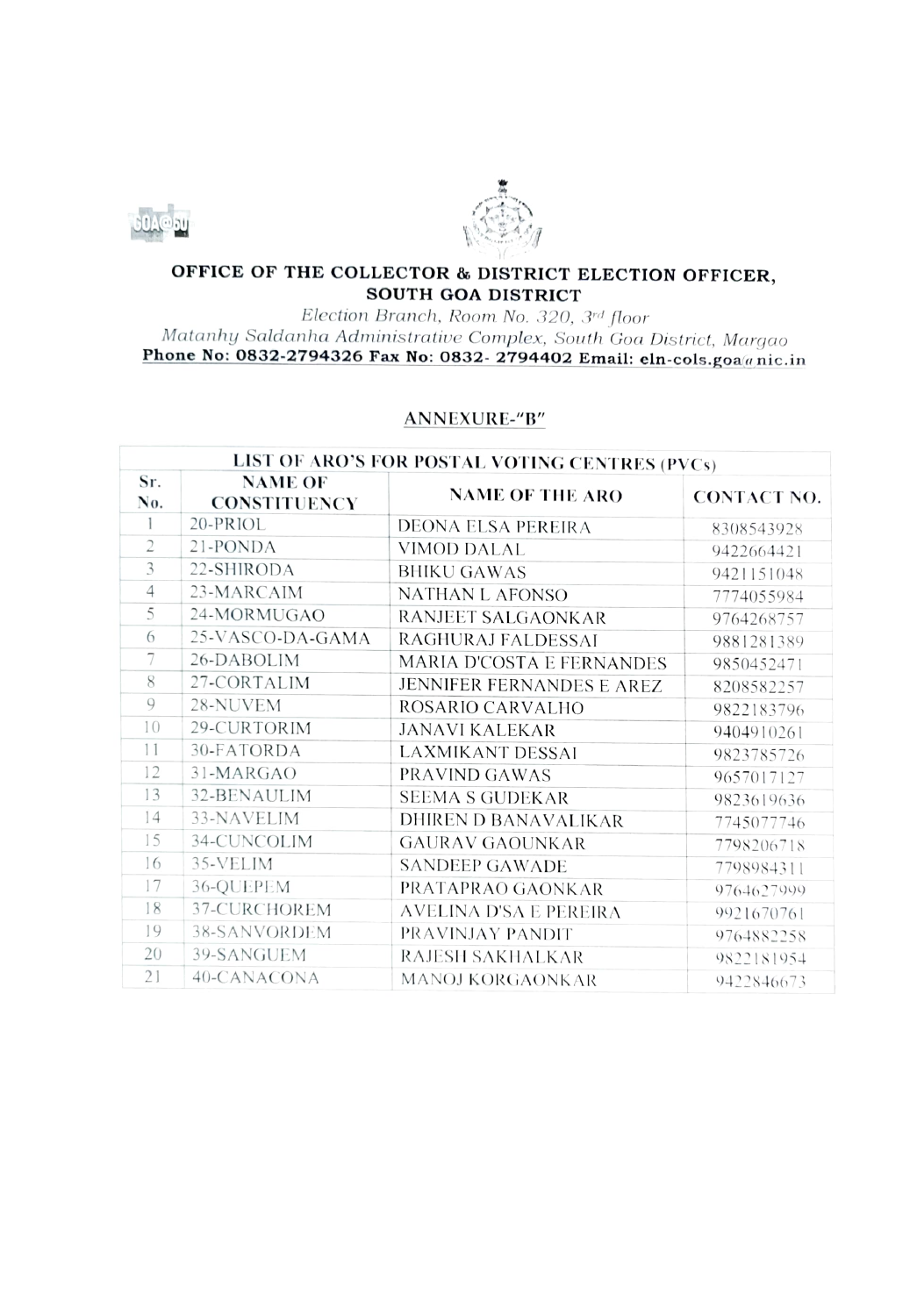# OFFICE OF THE COLLECTOR & DISTRICT ELECTION OFFICER, SOUTH GOA DISTRICT

*Election Branch, Room No. 320, 3rd floor*
*Matanhy Saldanha Administrative Complex, South Goa District, Margao*
**Phone No: 0832-2794326 Fax No: 0832- 2794402 Email: eln-cols.goa@nic.in**

## ANNEXURE-"B"

| LIST OF ARO'S FOR POSTAL VOTING CENTRES (PVCs) | | | |
|---|---|---|---|
| **Sr. No.** | **NAME OF CONSTITUENCY** | **NAME OF THE ARO** | **CONTACT NO.** |
| 1 | 20-PRIOL | DEONA ELSA PEREIRA | 8308543928 |
| 2 | 21-PONDA | VIMOD DALAL | 9422664421 |
| 3 | 22-SHIRODA | BHIKU GAWAS | 9421151048 |
| 4 | 23-MARCAIM | NATHAN L AFONSO | 7774055984 |
| 5 | 24-MORMUGAO | RANJEET SALGAONKAR | 9764268757 |
| 6 | 25-VASCO-DA-GAMA | RAGHURAJ FALDESSAI | 9881281389 |
| 7 | 26-DABOLIM | MARIA D'COSTA E FERNANDES | 9850452471 |
| 8 | 27-CORTALIM | JENNIFER FERNANDES E AREZ | 8208582257 |
| 9 | 28-NUVEM | ROSARIO CARVALHO | 9822183796 |
| 10 | 29-CURTORIM | JANAVI KALEKAR | 9404910261 |
| 11 | 30-FATORDA | LAXMIKANT DESSAI | 9823785726 |
| 12 | 31-MARGAO | PRAVIND GAWAS | 9657017127 |
| 13 | 32-BENAULIM | SEEMA S GUDEKAR | 9823619636 |
| 14 | 33-NAVELIM | DHIREN D BANAVALIKAR | 7745077746 |
| 15 | 34-CUNCOLIM | GAURAV GAOUNKAR | 7798206718 |
| 16 | 35-VELIM | SANDEEP GAWADE | 7798984311 |
| 17 | 36-QUEPEM | PRATAPRAO GAONKAR | 9764627999 |
| 18 | 37-CURCHOREM | AVELINA D'SA E PEREIRA | 9921670761 |
| 19 | 38-SANVORDEM | PRAVINJAY PANDIT | 9764882258 |
| 20 | 39-SANGUEM | RAJESH SAKHALKAR | 9822181954 |
| 21 | 40-CANACONA | MANOJ KORGAONKAR | 9422846673 |